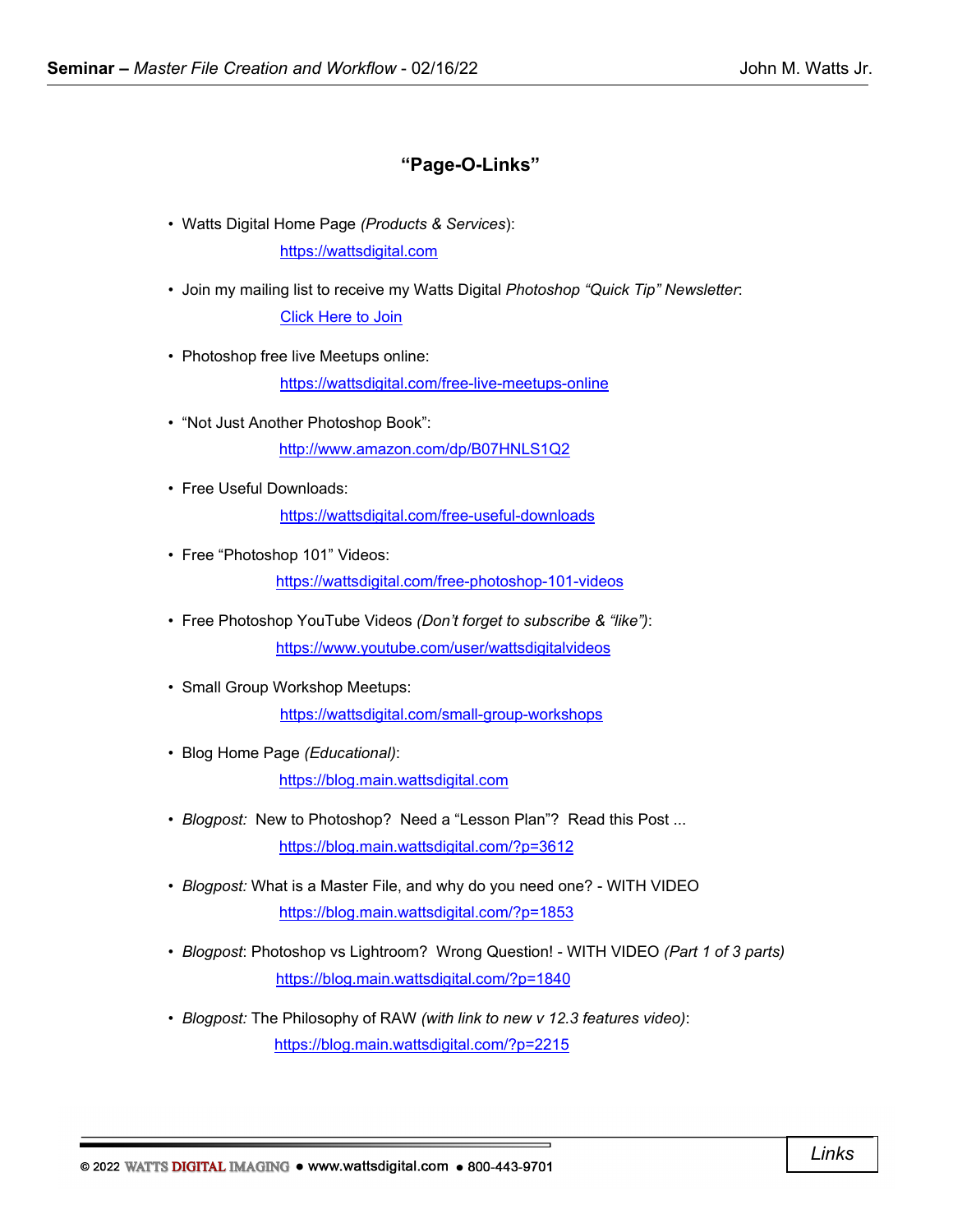# "Page-O-Links"

- Watts Digital Home Page *(Products & Services)*:

  https://wattsdigital.com

- Join my mailing list to receive my Watts Digital *Photoshop "Quick Tip" Newsletter*:

  Click Here to Join

- Photoshop free live Meetups online:

  https://wattsdigital.com/free-live-meetups-online

- "Not Just Another Photoshop Book":

  http://www.amazon.com/dp/B07HNLS1Q2

- Free Useful Downloads:

  https://wattsdigital.com/free-useful-downloads

- Free "Photoshop 101" Videos:

  https://wattsdigital.com/free-photoshop-101-videos

- Free Photoshop YouTube Videos *(Don't forget to subscribe & "like")*:

  https://www.youtube.com/user/wattsdigitalvideos

- Small Group Workshop Meetups:

  https://wattsdigital.com/small-group-workshops

- Blog Home Page *(Educational)*:

  https://blog.main.wattsdigital.com

- *Blogpost:* New to Photoshop? Need a "Lesson Plan"? Read this Post ...

  https://blog.main.wattsdigital.com/?p=3612

- *Blogpost:* What is a Master File, and why do you need one? - WITH VIDEO

  https://blog.main.wattsdigital.com/?p=1853

- *Blogpost*: Photoshop vs Lightroom? Wrong Question! - WITH VIDEO *(Part 1 of 3 parts)*

  https://blog.main.wattsdigital.com/?p=1840

- *Blogpost:* The Philosophy of RAW *(with link to new v 12.3 features video)*:

  https://blog.main.wattsdigital.com/?p=2215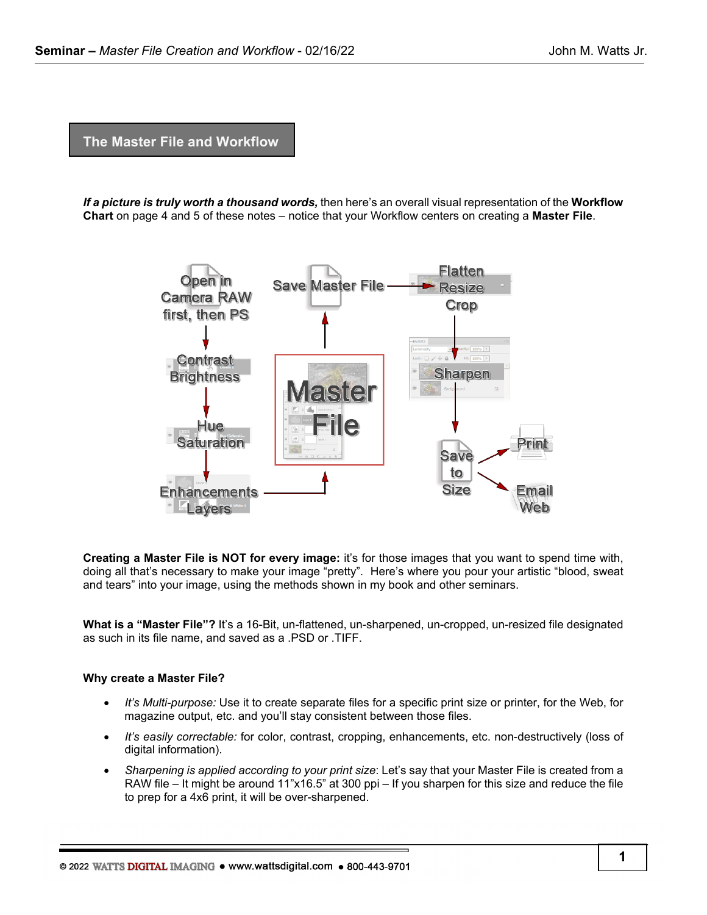## The Master File and Workflow

***If a picture is truly worth a thousand words,*** then here's an overall visual representation of the **Workflow Chart** on page 4 and 5 of these notes – notice that your Workflow centers on creating a **Master File**.

Open in Camera RAW first, then PS → Contrast Brightness → Hue Saturation → Enhancements Layers → Master File → Save Master File → Flatten Resize Crop → Sharpen → Save to Size → Print / Email Web

**Creating a Master File is NOT for every image:** it's for those images that you want to spend time with, doing all that's necessary to make your image "pretty". Here's where you pour your artistic "blood, sweat and tears" into your image, using the methods shown in my book and other seminars.

**What is a "Master File"?** It's a 16-Bit, un-flattened, un-sharpened, un-cropped, un-resized file designated as such in its file name, and saved as a .PSD or .TIFF.

**Why create a Master File?**

- *It's Multi-purpose:* Use it to create separate files for a specific print size or printer, for the Web, for magazine output, etc. and you'll stay consistent between those files.
- *It's easily correctable:* for color, contrast, cropping, enhancements, etc. non-destructively (loss of digital information).
- *Sharpening is applied according to your print size*: Let's say that your Master File is created from a RAW file – It might be around 11"x16.5" at 300 ppi – If you sharpen for this size and reduce the file to prep for a 4x6 print, it will be over-sharpened.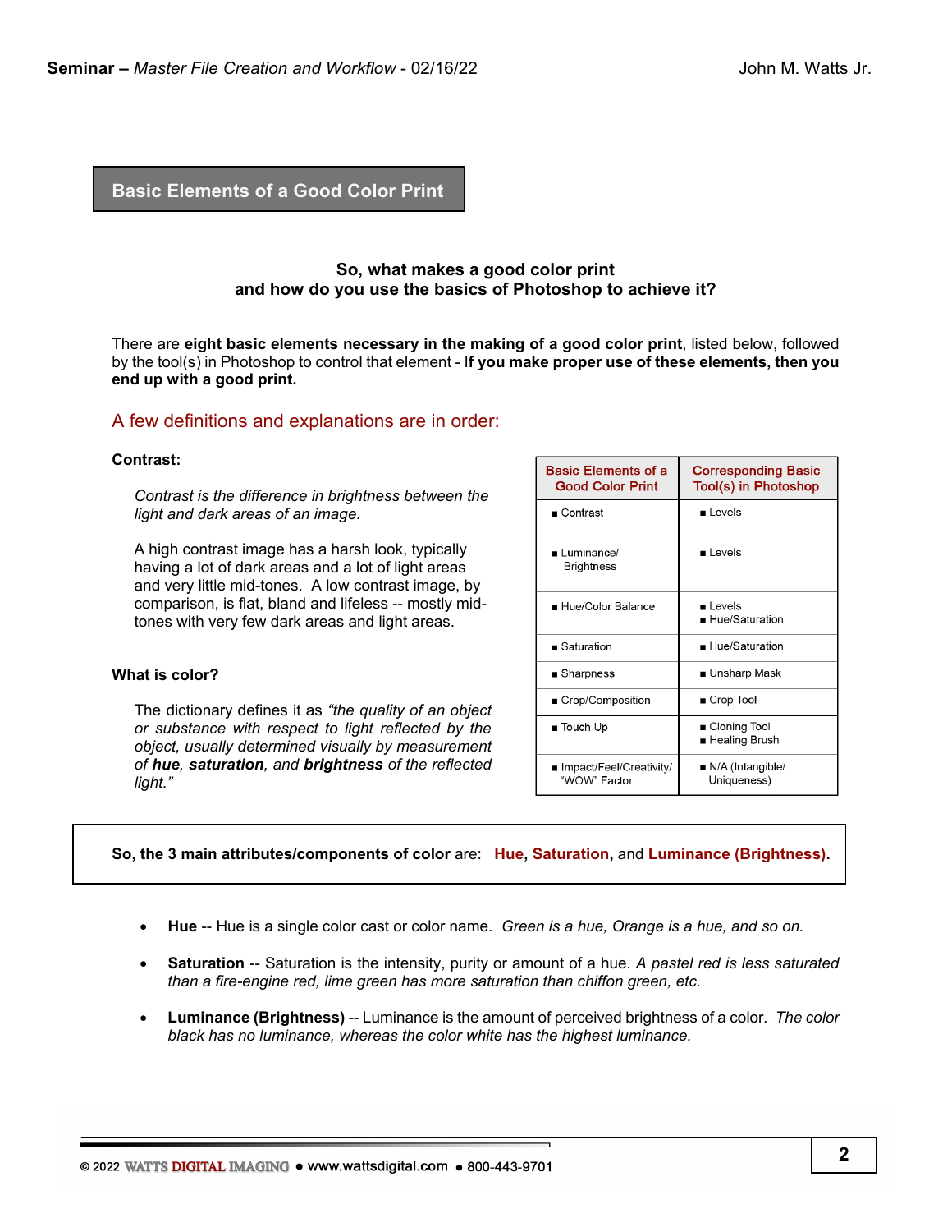## Basic Elements of a Good Color Print

**So, what makes a good color print and how do you use the basics of Photoshop to achieve it?**

There are **eight basic elements necessary in the making of a good color print**, listed below, followed by the tool(s) in Photoshop to control that element - I**f you make proper use of these elements, then you end up with a good print.**

### A few definitions and explanations are in order:

**Contrast:**

*Contrast is the difference in brightness between the light and dark areas of an image.*

A high contrast image has a harsh look, typically having a lot of dark areas and a lot of light areas and very little mid-tones. A low contrast image, by comparison, is flat, bland and lifeless -- mostly mid-tones with very few dark areas and light areas.

**What is color?**

The dictionary defines it as *"the quality of an object or substance with respect to light reflected by the object, usually determined visually by measurement of **hue**, **saturation**, and **brightness** of the reflected light."*

| Basic Elements of a Good Color Print | Corresponding Basic Tool(s) in Photoshop |
|---|---|
| ■ Contrast | ■ Levels |
| ■ Luminance/ Brightness | ■ Levels |
| ■ Hue/Color Balance | ■ Levels<br>■ Hue/Saturation |
| ■ Saturation | ■ Hue/Saturation |
| ■ Sharpness | ■ Unsharp Mask |
| ■ Crop/Composition | ■ Crop Tool |
| ■ Touch Up | ■ Cloning Tool<br>■ Healing Brush |
| ■ Impact/Feel/Creativity/ "WOW" Factor | ■ N/A (Intangible/ Uniqueness) |

**So, the 3 main attributes/components of color** are: **Hue**, **Saturation**, and **Luminance (Brightness)**.

- **Hue** -- Hue is a single color cast or color name. *Green is a hue, Orange is a hue, and so on.*
- **Saturation** -- Saturation is the intensity, purity or amount of a hue. *A pastel red is less saturated than a fire-engine red, lime green has more saturation than chiffon green, etc.*
- **Luminance (Brightness)** -- Luminance is the amount of perceived brightness of a color. *The color black has no luminance, whereas the color white has the highest luminance.*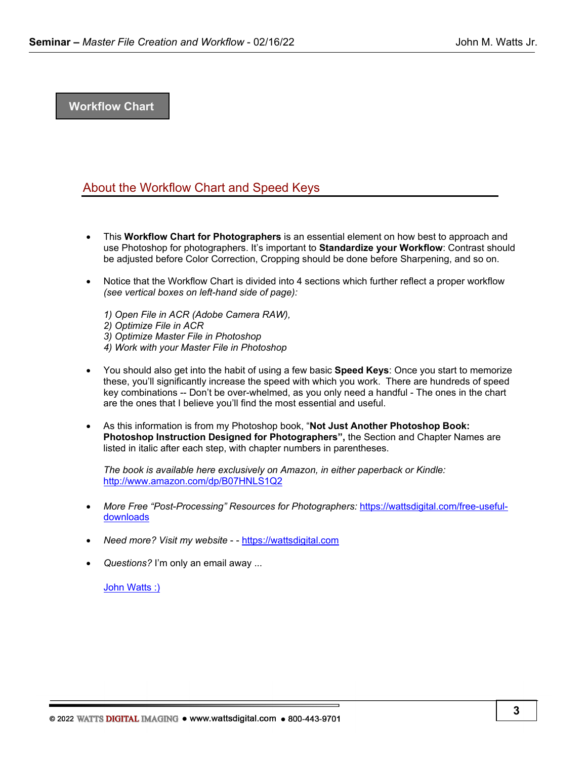# Workflow Chart

## About the Workflow Chart and Speed Keys

- This **Workflow Chart for Photographers** is an essential element on how best to approach and use Photoshop for photographers. It's important to **Standardize your Workflow**: Contrast should be adjusted before Color Correction, Cropping should be done before Sharpening, and so on.

- Notice that the Workflow Chart is divided into 4 sections which further reflect a proper workflow *(see vertical boxes on left-hand side of page):*

  *1) Open File in ACR (Adobe Camera RAW),*
  *2) Optimize File in ACR*
  *3) Optimize Master File in Photoshop*
  *4) Work with your Master File in Photoshop*

- You should also get into the habit of using a few basic **Speed Keys**: Once you start to memorize these, you'll significantly increase the speed with which you work. There are hundreds of speed key combinations -- Don't be over-whelmed, as you only need a handful - The ones in the chart are the ones that I believe you'll find the most essential and useful.

- As this information is from my Photoshop book, "**Not Just Another Photoshop Book: Photoshop Instruction Designed for Photographers",** the Section and Chapter Names are listed in italic after each step, with chapter numbers in parentheses.

  *The book is available here exclusively on Amazon, in either paperback or Kindle:* http://www.amazon.com/dp/B07HNLS1Q2

- *More Free "Post-Processing" Resources for Photographers:* https://wattsdigital.com/free-useful-downloads

- *Need more? Visit my website* - - https://wattsdigital.com

- *Questions?* I'm only an email away ...

  John Watts :)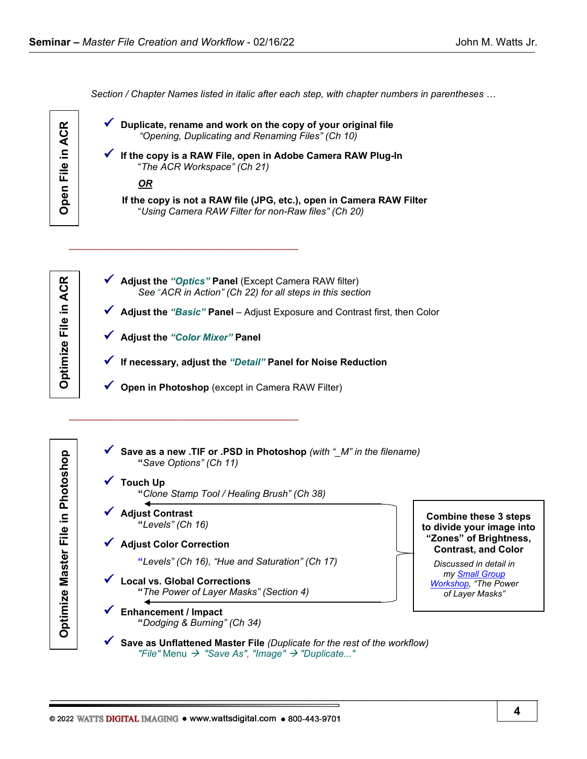*Section / Chapter Names listed in italic after each step, with chapter numbers in parentheses …*

## Open File in ACR

- ✓ **Duplicate, rename and work on the copy of your original file**
  *"Opening, Duplicating and Renaming Files" (Ch 10)*
- ✓ **If the copy is a RAW File, open in Adobe Camera RAW Plug-In**
  *"The ACR Workspace" (Ch 21)*

  ***OR***

  **If the copy is not a RAW file (JPG, etc.), open in Camera RAW Filter**
  *"Using Camera RAW Filter for non-Raw files" (Ch 20)*

## Optimize File in ACR

- ✓ **Adjust the *"Optics"* Panel** (Except Camera RAW filter)
  *See "ACR in Action" (Ch 22) for all steps in this section*
- ✓ **Adjust the *"Basic"* Panel** – Adjust Exposure and Contrast first, then Color
- ✓ **Adjust the *"Color Mixer"* Panel**
- ✓ **If necessary, adjust the *"Detail"* Panel for Noise Reduction**
- ✓ **Open in Photoshop** (except in Camera RAW Filter)

## Optimize Master File in Photoshop

- ✓ **Save as a new .TIF or .PSD in Photoshop** *(with "_M" in the filename)*
  *"Save Options" (Ch 11)*
- ✓ **Touch Up**
  *"Clone Stamp Tool / Healing Brush" (Ch 38)*
- ✓ **Adjust Contrast**
  *"Levels" (Ch 16)*
- ✓ **Adjust Color Correction**
  *"Levels" (Ch 16), "Hue and Saturation" (Ch 17)*
- ✓ **Local vs. Global Corrections**
  *"The Power of Layer Masks" (Section 4)*

> **Combine these 3 steps to divide your image into "Zones" of Brightness, Contrast, and Color**
>
> *Discussed in detail in my Small Group Workshop, "The Power of Layer Masks"*

- ✓ **Enhancement / Impact**
  *"Dodging & Burning" (Ch 34)*
- ✓ **Save as Unflattened Master File** *(Duplicate for the rest of the workflow)*
  *"File"* Menu → *"Save As", "Image" → "Duplicate..."*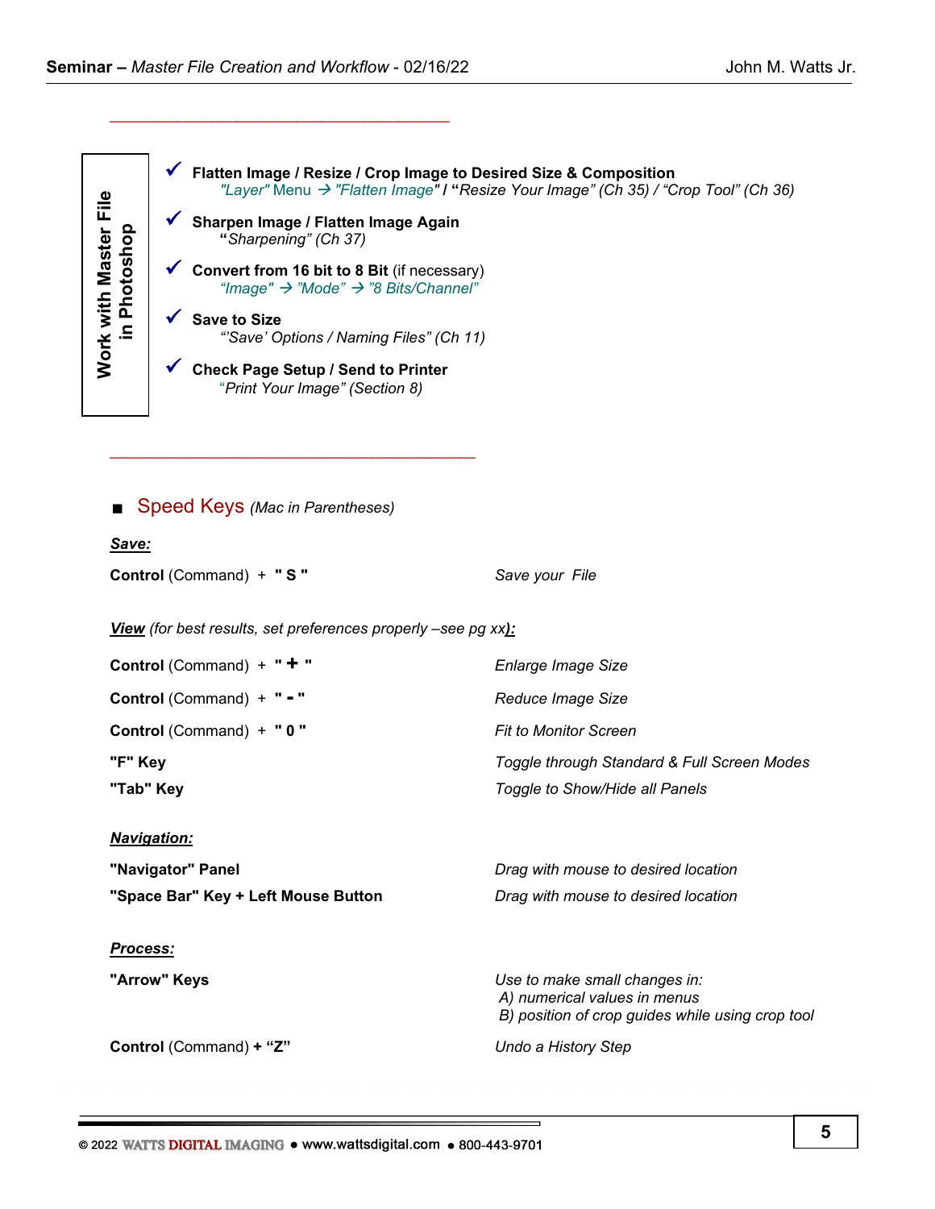**Work with Master File in Photoshop**

- ✓ **Flatten Image / Resize / Crop Image to Desired Size & Composition**
  *"Layer"* Menu → *"Flatten Image"* / *"Resize Your Image" (Ch 35) / "Crop Tool" (Ch 36)*
- ✓ **Sharpen Image / Flatten Image Again**
  *"Sharpening" (Ch 37)*
- ✓ **Convert from 16 bit to 8 Bit** (if necessary)
  *"Image" → "Mode" → "8 Bits/Channel"*
- ✓ **Save to Size**
  *"'Save' Options / Naming Files" (Ch 11)*
- ✓ **Check Page Setup / Send to Printer**
  *"Print Your Image" (Section 8)*

## ■ Speed Keys *(Mac in Parentheses)*

***Save:***

| | |
|---|---|
| **Control** (Command) + **" S "** | *Save your File* |

***View*** *(for best results, set preferences properly –see pg xx)****:***

| | |
|---|---|
| **Control** (Command) + **" + "** | *Enlarge Image Size* |
| **Control** (Command) + **" - "** | *Reduce Image Size* |
| **Control** (Command) + **" 0 "** | *Fit to Monitor Screen* |
| **"F" Key** | *Toggle through Standard & Full Screen Modes* |
| **"Tab" Key** | *Toggle to Show/Hide all Panels* |

***Navigation:***

| | |
|---|---|
| **"Navigator" Panel** | *Drag with mouse to desired location* |
| **"Space Bar" Key + Left Mouse Button** | *Drag with mouse to desired location* |

***Process:***

| | |
|---|---|
| **"Arrow" Keys** | *Use to make small changes in: A) numerical values in menus B) position of crop guides while using crop tool* |
| **Control** (Command) **+ "Z"** | *Undo a History Step* |

© 2022 WATTS DIGITAL IMAGING • www.wattsdigital.com • 800-443-9701